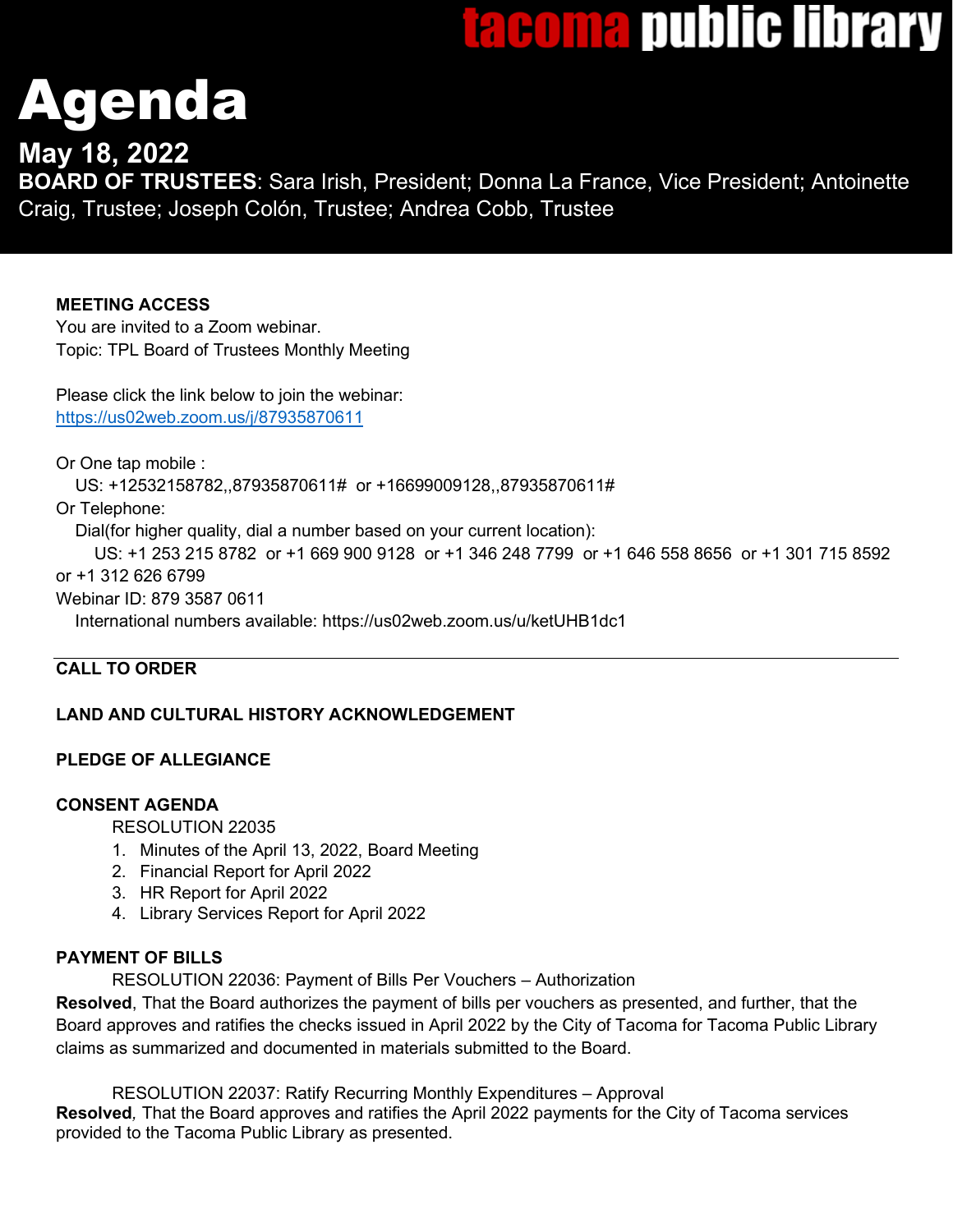**tacoma public library**

# Agenda

## May 18, 2022

**BOARD OF TRUSTEES**: Sara Irish, President; Donna La France, Vice President; Antoinette Craig, Trustee; Joseph Colón, Trustee; Andrea Cobb, Trustee

**MEETING ACCESS**

You are invited to a Zoom webinar.
Topic: TPL Board of Trustees Monthly Meeting

Please click the link below to join the webinar:
https://us02web.zoom.us/j/87935870611

Or One tap mobile :
US: +12532158782,,87935870611# or +16699009128,,87935870611#

Or Telephone:
Dial(for higher quality, dial a number based on your current location):
US: +1 253 215 8782 or +1 669 900 9128 or +1 346 248 7799 or +1 646 558 8656 or +1 301 715 8592 or +1 312 626 6799

Webinar ID: 879 3587 0611
International numbers available: https://us02web.zoom.us/u/ketUHB1dc1

---

**CALL TO ORDER**

**LAND AND CULTURAL HISTORY ACKNOWLEDGEMENT**

**PLEDGE OF ALLEGIANCE**

**CONSENT AGENDA**

RESOLUTION 22035

1. Minutes of the April 13, 2022, Board Meeting
2. Financial Report for April 2022
3. HR Report for April 2022
4. Library Services Report for April 2022

**PAYMENT OF BILLS**

RESOLUTION 22036: Payment of Bills Per Vouchers – Authorization

**Resolved**, That the Board authorizes the payment of bills per vouchers as presented, and further, that the Board approves and ratifies the checks issued in April 2022 by the City of Tacoma for Tacoma Public Library claims as summarized and documented in materials submitted to the Board.

RESOLUTION 22037: Ratify Recurring Monthly Expenditures – Approval

**Resolved**, That the Board approves and ratifies the April 2022 payments for the City of Tacoma services provided to the Tacoma Public Library as presented.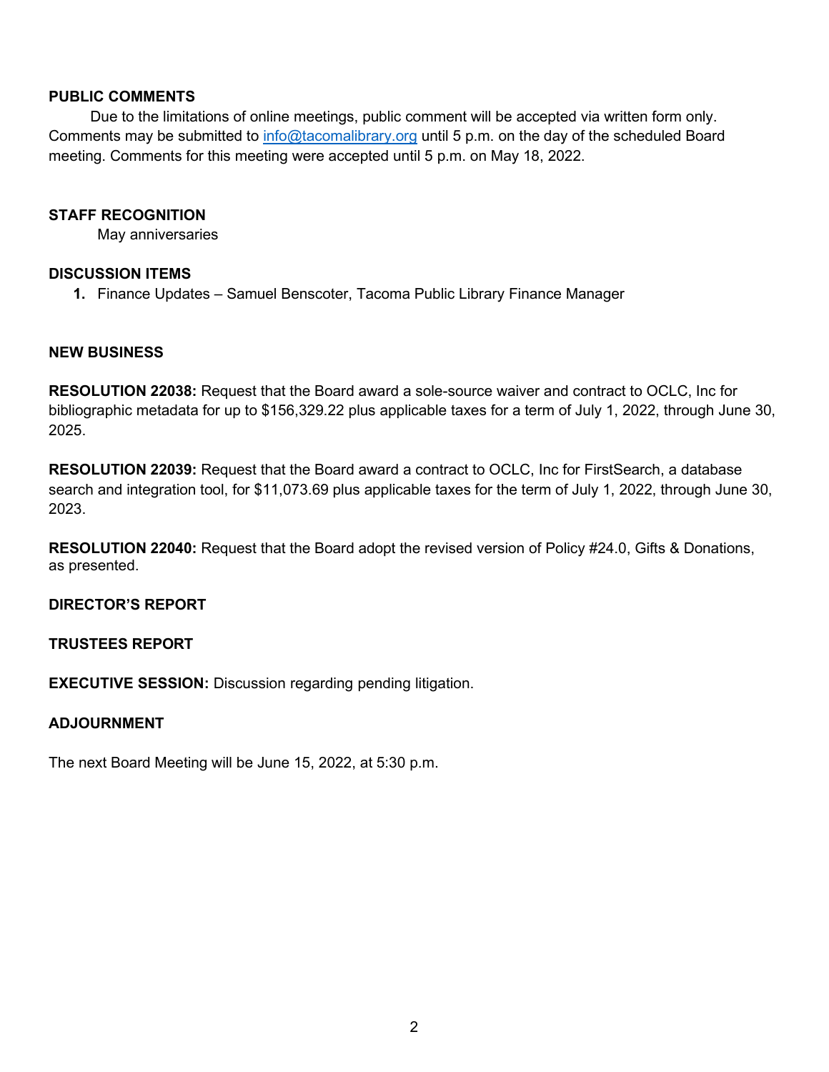**PUBLIC COMMENTS**

Due to the limitations of online meetings, public comment will be accepted via written form only. Comments may be submitted to info@tacomalibrary.org until 5 p.m. on the day of the scheduled Board meeting. Comments for this meeting were accepted until 5 p.m. on May 18, 2022.

**STAFF RECOGNITION**

May anniversaries

**DISCUSSION ITEMS**

1. Finance Updates – Samuel Benscoter, Tacoma Public Library Finance Manager

**NEW BUSINESS**

**RESOLUTION 22038:** Request that the Board award a sole-source waiver and contract to OCLC, Inc for bibliographic metadata for up to $156,329.22 plus applicable taxes for a term of July 1, 2022, through June 30, 2025.

**RESOLUTION 22039:** Request that the Board award a contract to OCLC, Inc for FirstSearch, a database search and integration tool, for $11,073.69 plus applicable taxes for the term of July 1, 2022, through June 30, 2023.

**RESOLUTION 22040:** Request that the Board adopt the revised version of Policy #24.0, Gifts & Donations, as presented.

**DIRECTOR'S REPORT**

**TRUSTEES REPORT**

**EXECUTIVE SESSION:** Discussion regarding pending litigation.

**ADJOURNMENT**

The next Board Meeting will be June 15, 2022, at 5:30 p.m.